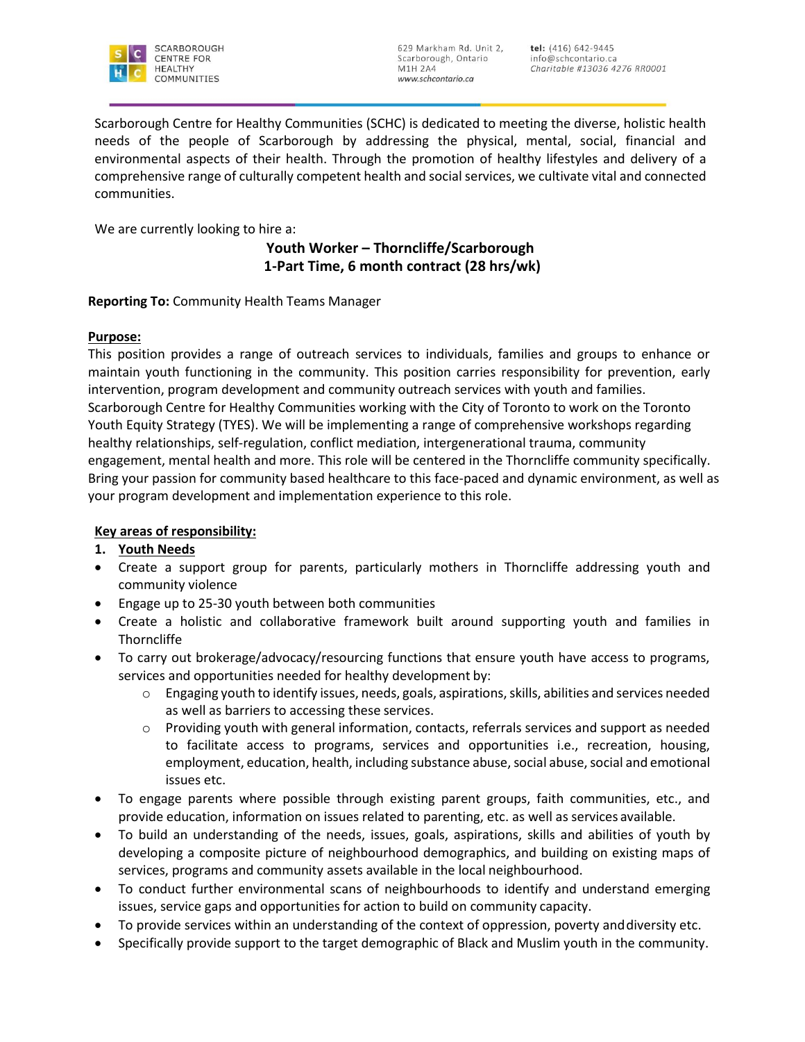SCARBOROUGH CENTRE FOR HEALTHY COMMUNITIES

629 Markham Rd. Unit 2,
Scarborough, Ontario
M1H 2A4
www.schcontario.ca

**tel:** (416) 642-9445
info@schcontario.ca
*Charitable #13036 4276 RR0001*

Scarborough Centre for Healthy Communities (SCHC) is dedicated to meeting the diverse, holistic health needs of the people of Scarborough by addressing the physical, mental, social, financial and environmental aspects of their health. Through the promotion of healthy lifestyles and delivery of a comprehensive range of culturally competent health and social services, we cultivate vital and connected communities.

We are currently looking to hire a:

**Youth Worker – Thorncliffe/Scarborough**
**1-Part Time, 6 month contract (28 hrs/wk)**

**Reporting To:** Community Health Teams Manager

**Purpose:**

This position provides a range of outreach services to individuals, families and groups to enhance or maintain youth functioning in the community. This position carries responsibility for prevention, early intervention, program development and community outreach services with youth and families. Scarborough Centre for Healthy Communities working with the City of Toronto to work on the Toronto Youth Equity Strategy (TYES). We will be implementing a range of comprehensive workshops regarding healthy relationships, self-regulation, conflict mediation, intergenerational trauma, community engagement, mental health and more. This role will be centered in the Thorncliffe community specifically. Bring your passion for community based healthcare to this face-paced and dynamic environment, as well as your program development and implementation experience to this role.

**Key areas of responsibility:**

1. **Youth Needs**

- Create a support group for parents, particularly mothers in Thorncliffe addressing youth and community violence
- Engage up to 25-30 youth between both communities
- Create a holistic and collaborative framework built around supporting youth and families in Thorncliffe
- To carry out brokerage/advocacy/resourcing functions that ensure youth have access to programs, services and opportunities needed for healthy development by:
    - Engaging youth to identify issues, needs, goals, aspirations, skills, abilities and services needed as well as barriers to accessing these services.
    - Providing youth with general information, contacts, referrals services and support as needed to facilitate access to programs, services and opportunities i.e., recreation, housing, employment, education, health, including substance abuse, social abuse, social and emotional issues etc.
- To engage parents where possible through existing parent groups, faith communities, etc., and provide education, information on issues related to parenting, etc. as well as services available.
- To build an understanding of the needs, issues, goals, aspirations, skills and abilities of youth by developing a composite picture of neighbourhood demographics, and building on existing maps of services, programs and community assets available in the local neighbourhood.
- To conduct further environmental scans of neighbourhoods to identify and understand emerging issues, service gaps and opportunities for action to build on community capacity.
- To provide services within an understanding of the context of oppression, poverty and diversity etc.
- Specifically provide support to the target demographic of Black and Muslim youth in the community.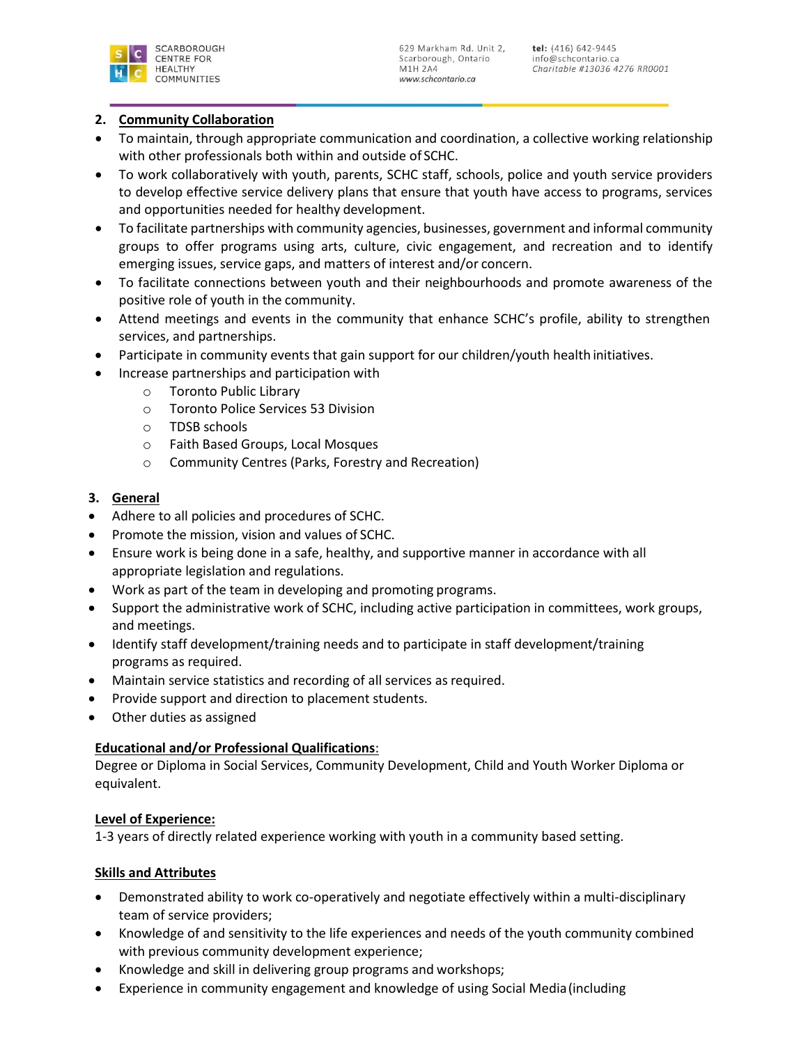## 2. Community Collaboration

- To maintain, through appropriate communication and coordination, a collective working relationship with other professionals both within and outside of SCHC.
- To work collaboratively with youth, parents, SCHC staff, schools, police and youth service providers to develop effective service delivery plans that ensure that youth have access to programs, services and opportunities needed for healthy development.
- To facilitate partnerships with community agencies, businesses, government and informal community groups to offer programs using arts, culture, civic engagement, and recreation and to identify emerging issues, service gaps, and matters of interest and/or concern.
- To facilitate connections between youth and their neighbourhoods and promote awareness of the positive role of youth in the community.
- Attend meetings and events in the community that enhance SCHC's profile, ability to strengthen services, and partnerships.
- Participate in community events that gain support for our children/youth health initiatives.
- Increase partnerships and participation with
  - Toronto Public Library
  - Toronto Police Services 53 Division
  - TDSB schools
  - Faith Based Groups, Local Mosques
  - Community Centres (Parks, Forestry and Recreation)

## 3. General

- Adhere to all policies and procedures of SCHC.
- Promote the mission, vision and values of SCHC.
- Ensure work is being done in a safe, healthy, and supportive manner in accordance with all appropriate legislation and regulations.
- Work as part of the team in developing and promoting programs.
- Support the administrative work of SCHC, including active participation in committees, work groups, and meetings.
- Identify staff development/training needs and to participate in staff development/training programs as required.
- Maintain service statistics and recording of all services as required.
- Provide support and direction to placement students.
- Other duties as assigned

**Educational and/or Professional Qualifications**:
Degree or Diploma in Social Services, Community Development, Child and Youth Worker Diploma or equivalent.

**Level of Experience:**
1-3 years of directly related experience working with youth in a community based setting.

**Skills and Attributes**

- Demonstrated ability to work co-operatively and negotiate effectively within a multi-disciplinary team of service providers;
- Knowledge of and sensitivity to the life experiences and needs of the youth community combined with previous community development experience;
- Knowledge and skill in delivering group programs and workshops;
- Experience in community engagement and knowledge of using Social Media (including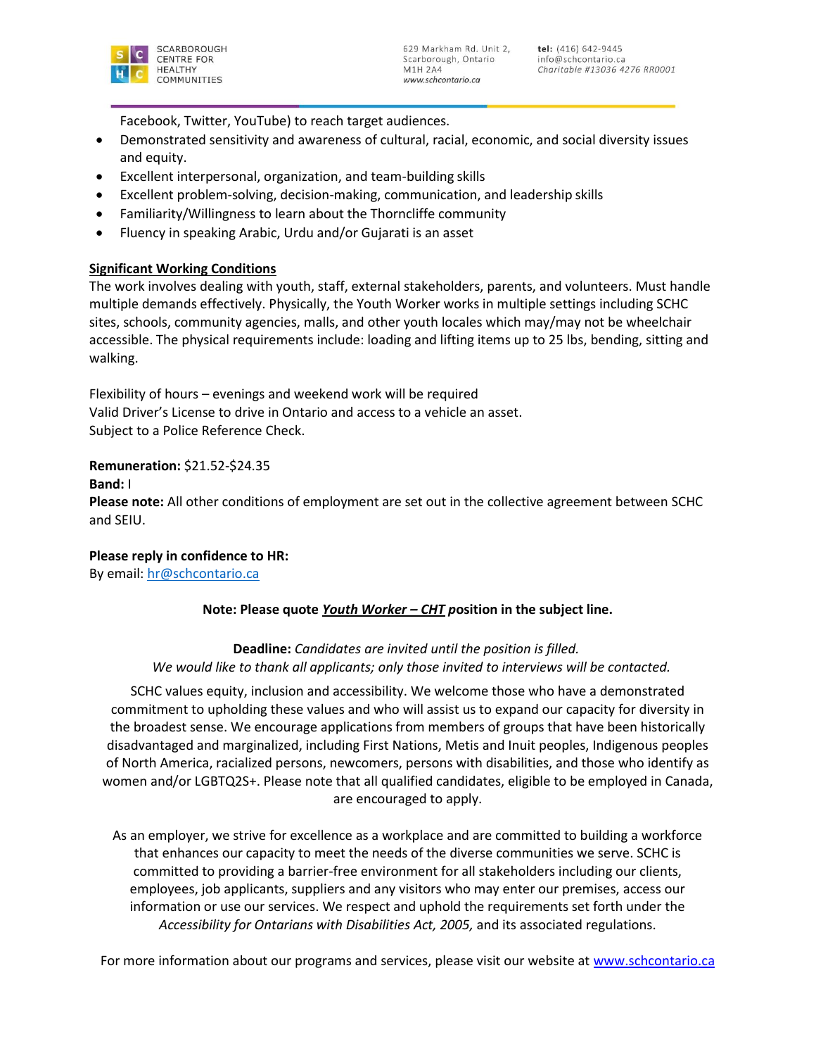Facebook, Twitter, YouTube) to reach target audiences.

- Demonstrated sensitivity and awareness of cultural, racial, economic, and social diversity issues and equity.
- Excellent interpersonal, organization, and team-building skills
- Excellent problem-solving, decision-making, communication, and leadership skills
- Familiarity/Willingness to learn about the Thorncliffe community
- Fluency in speaking Arabic, Urdu and/or Gujarati is an asset

**Significant Working Conditions**

The work involves dealing with youth, staff, external stakeholders, parents, and volunteers. Must handle multiple demands effectively. Physically, the Youth Worker works in multiple settings including SCHC sites, schools, community agencies, malls, and other youth locales which may/may not be wheelchair accessible. The physical requirements include: loading and lifting items up to 25 lbs, bending, sitting and walking.

Flexibility of hours – evenings and weekend work will be required
Valid Driver's License to drive in Ontario and access to a vehicle an asset.
Subject to a Police Reference Check.

**Remuneration:** $21.52-$24.35
**Band:** I
**Please note:** All other conditions of employment are set out in the collective agreement between SCHC and SEIU.

**Please reply in confidence to HR:**
By email: hr@schcontario.ca

**Note: Please quote *Youth Worker – CHT* position in the subject line.**

**Deadline:** *Candidates are invited until the position is filled.*
*We would like to thank all applicants; only those invited to interviews will be contacted.*

SCHC values equity, inclusion and accessibility. We welcome those who have a demonstrated commitment to upholding these values and who will assist us to expand our capacity for diversity in the broadest sense. We encourage applications from members of groups that have been historically disadvantaged and marginalized, including First Nations, Metis and Inuit peoples, Indigenous peoples of North America, racialized persons, newcomers, persons with disabilities, and those who identify as women and/or LGBTQ2S+. Please note that all qualified candidates, eligible to be employed in Canada, are encouraged to apply.

As an employer, we strive for excellence as a workplace and are committed to building a workforce that enhances our capacity to meet the needs of the diverse communities we serve. SCHC is committed to providing a barrier-free environment for all stakeholders including our clients, employees, job applicants, suppliers and any visitors who may enter our premises, access our information or use our services. We respect and uphold the requirements set forth under the *Accessibility for Ontarians with Disabilities Act, 2005,* and its associated regulations.

For more information about our programs and services, please visit our website at www.schcontario.ca